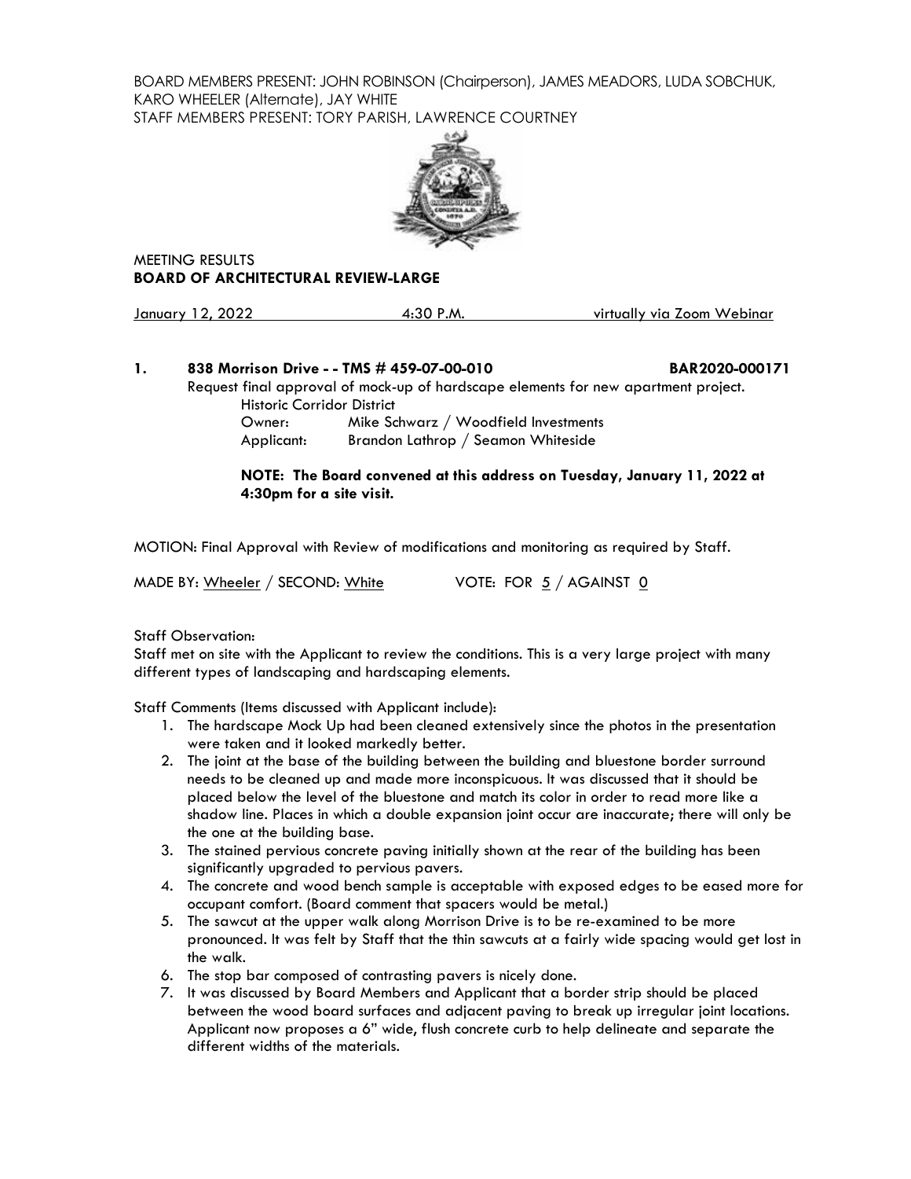BOARD MEMBERS PRESENT: JOHN ROBINSON (Chairperson), JAMES MEADORS, LUDA SOBCHUK, KARO WHEELER (Alternate), JAY WHITE
STAFF MEMBERS PRESENT: TORY PARISH, LAWRENCE COURTNEY

MEETING RESULTS
**BOARD OF ARCHITECTURAL REVIEW-LARGE**

January 12, 2022 — 4:30 P.M. — virtually via Zoom Webinar

**1. 838 Morrison Drive - - TMS # 459-07-00-010 — BAR2020-000171**

Request final approval of mock-up of hardscape elements for new apartment project.
Historic Corridor District
Owner: Mike Schwarz / Woodfield Investments
Applicant: Brandon Lathrop / Seamon Whiteside

**NOTE: The Board convened at this address on Tuesday, January 11, 2022 at 4:30pm for a site visit.**

MOTION: Final Approval with Review of modifications and monitoring as required by Staff.

MADE BY: Wheeler / SECOND: White — VOTE: FOR 5 / AGAINST 0

Staff Observation:
Staff met on site with the Applicant to review the conditions. This is a very large project with many different types of landscaping and hardscaping elements.

Staff Comments (Items discussed with Applicant include):

1. The hardscape Mock Up had been cleaned extensively since the photos in the presentation were taken and it looked markedly better.
2. The joint at the base of the building between the building and bluestone border surround needs to be cleaned up and made more inconspicuous. It was discussed that it should be placed below the level of the bluestone and match its color in order to read more like a shadow line. Places in which a double expansion joint occur are inaccurate; there will only be the one at the building base.
3. The stained pervious concrete paving initially shown at the rear of the building has been significantly upgraded to pervious pavers.
4. The concrete and wood bench sample is acceptable with exposed edges to be eased more for occupant comfort. (Board comment that spacers would be metal.)
5. The sawcut at the upper walk along Morrison Drive is to be re-examined to be more pronounced. It was felt by Staff that the thin sawcuts at a fairly wide spacing would get lost in the walk.
6. The stop bar composed of contrasting pavers is nicely done.
7. It was discussed by Board Members and Applicant that a border strip should be placed between the wood board surfaces and adjacent paving to break up irregular joint locations. Applicant now proposes a 6" wide, flush concrete curb to help delineate and separate the different widths of the materials.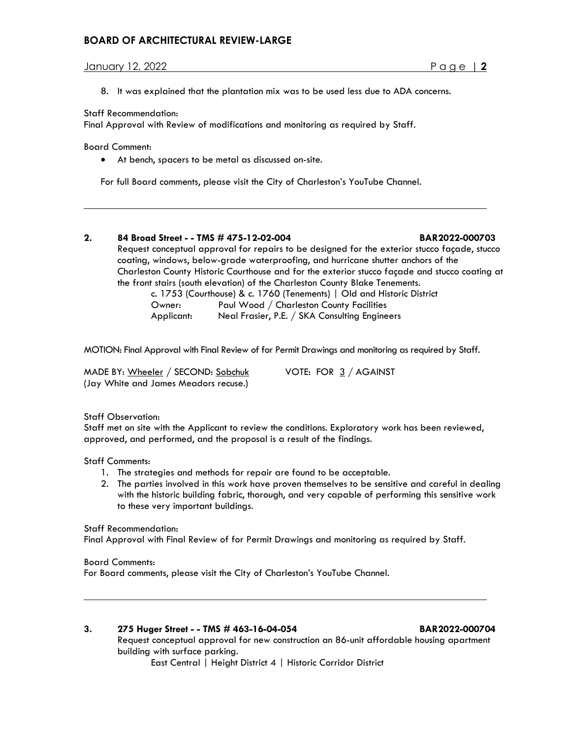8. It was explained that the plantation mix was to be used less due to ADA concerns.

Staff Recommendation:
Final Approval with Review of modifications and monitoring as required by Staff.

Board Comment:

- At bench, spacers to be metal as discussed on-site.

For full Board comments, please visit the City of Charleston's YouTube Channel.

---

**2. 84 Broad Street - - TMS # 475-12-02-004 BAR2022-000703**

Request conceptual approval for repairs to be designed for the exterior stucco façade, stucco coating, windows, below-grade waterproofing, and hurricane shutter anchors of the Charleston County Historic Courthouse and for the exterior stucco façade and stucco coating at the front stairs (south elevation) of the Charleston County Blake Tenements.

c. 1753 (Courthouse) & c. 1760 (Tenements) | Old and Historic District
Owner: Paul Wood / Charleston County Facilities
Applicant: Neal Frasier, P.E. / SKA Consulting Engineers

MOTION: Final Approval with Final Review of for Permit Drawings and monitoring as required by Staff.

MADE BY: Wheeler / SECOND: Sobchuk VOTE: FOR 3 / AGAINST
(Jay White and James Meadors recuse.)

Staff Observation:
Staff met on site with the Applicant to review the conditions. Exploratory work has been reviewed, approved, and performed, and the proposal is a result of the findings.

Staff Comments:

1. The strategies and methods for repair are found to be acceptable.
2. The parties involved in this work have proven themselves to be sensitive and careful in dealing with the historic building fabric, thorough, and very capable of performing this sensitive work to these very important buildings.

Staff Recommendation:
Final Approval with Final Review of for Permit Drawings and monitoring as required by Staff.

Board Comments:
For Board comments, please visit the City of Charleston's YouTube Channel.

---

**3. 275 Huger Street - - TMS # 463-16-04-054 BAR2022-000704**

Request conceptual approval for new construction an 86-unit affordable housing apartment building with surface parking.

East Central | Height District 4 | Historic Corridor District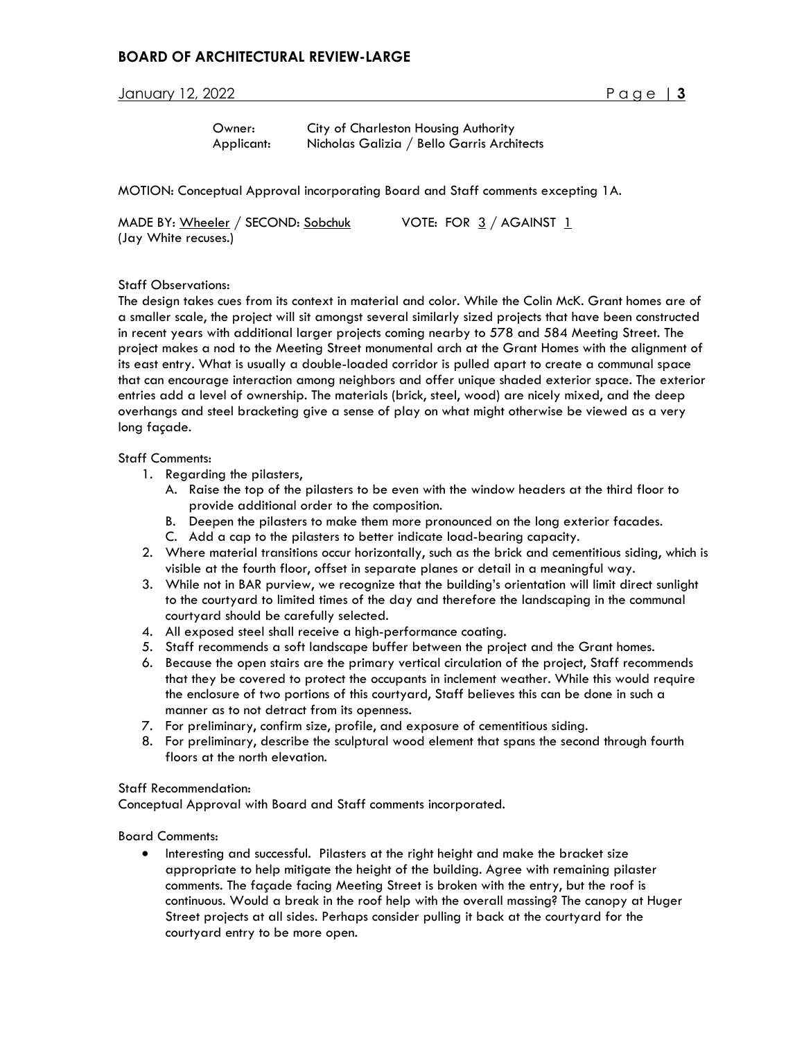Owner: City of Charleston Housing Authority
Applicant: Nicholas Galizia / Bello Garris Architects

MOTION: Conceptual Approval incorporating Board and Staff comments excepting 1A.

MADE BY: Wheeler / SECOND: Sobchuk VOTE: FOR 3 / AGAINST 1
(Jay White recuses.)

Staff Observations:
The design takes cues from its context in material and color. While the Colin McK. Grant homes are of a smaller scale, the project will sit amongst several similarly sized projects that have been constructed in recent years with additional larger projects coming nearby to 578 and 584 Meeting Street. The project makes a nod to the Meeting Street monumental arch at the Grant Homes with the alignment of its east entry. What is usually a double-loaded corridor is pulled apart to create a communal space that can encourage interaction among neighbors and offer unique shaded exterior space. The exterior entries add a level of ownership. The materials (brick, steel, wood) are nicely mixed, and the deep overhangs and steel bracketing give a sense of play on what might otherwise be viewed as a very long façade.

Staff Comments:

1. Regarding the pilasters,
   A. Raise the top of the pilasters to be even with the window headers at the third floor to provide additional order to the composition.
   B. Deepen the pilasters to make them more pronounced on the long exterior facades.
   C. Add a cap to the pilasters to better indicate load-bearing capacity.
2. Where material transitions occur horizontally, such as the brick and cementitious siding, which is visible at the fourth floor, offset in separate planes or detail in a meaningful way.
3. While not in BAR purview, we recognize that the building's orientation will limit direct sunlight to the courtyard to limited times of the day and therefore the landscaping in the communal courtyard should be carefully selected.
4. All exposed steel shall receive a high-performance coating.
5. Staff recommends a soft landscape buffer between the project and the Grant homes.
6. Because the open stairs are the primary vertical circulation of the project, Staff recommends that they be covered to protect the occupants in inclement weather. While this would require the enclosure of two portions of this courtyard, Staff believes this can be done in such a manner as to not detract from its openness.
7. For preliminary, confirm size, profile, and exposure of cementitious siding.
8. For preliminary, describe the sculptural wood element that spans the second through fourth floors at the north elevation.

Staff Recommendation:
Conceptual Approval with Board and Staff comments incorporated.

Board Comments:

- Interesting and successful. Pilasters at the right height and make the bracket size appropriate to help mitigate the height of the building. Agree with remaining pilaster comments. The façade facing Meeting Street is broken with the entry, but the roof is continuous. Would a break in the roof help with the overall massing? The canopy at Huger Street projects at all sides. Perhaps consider pulling it back at the courtyard for the courtyard entry to be more open.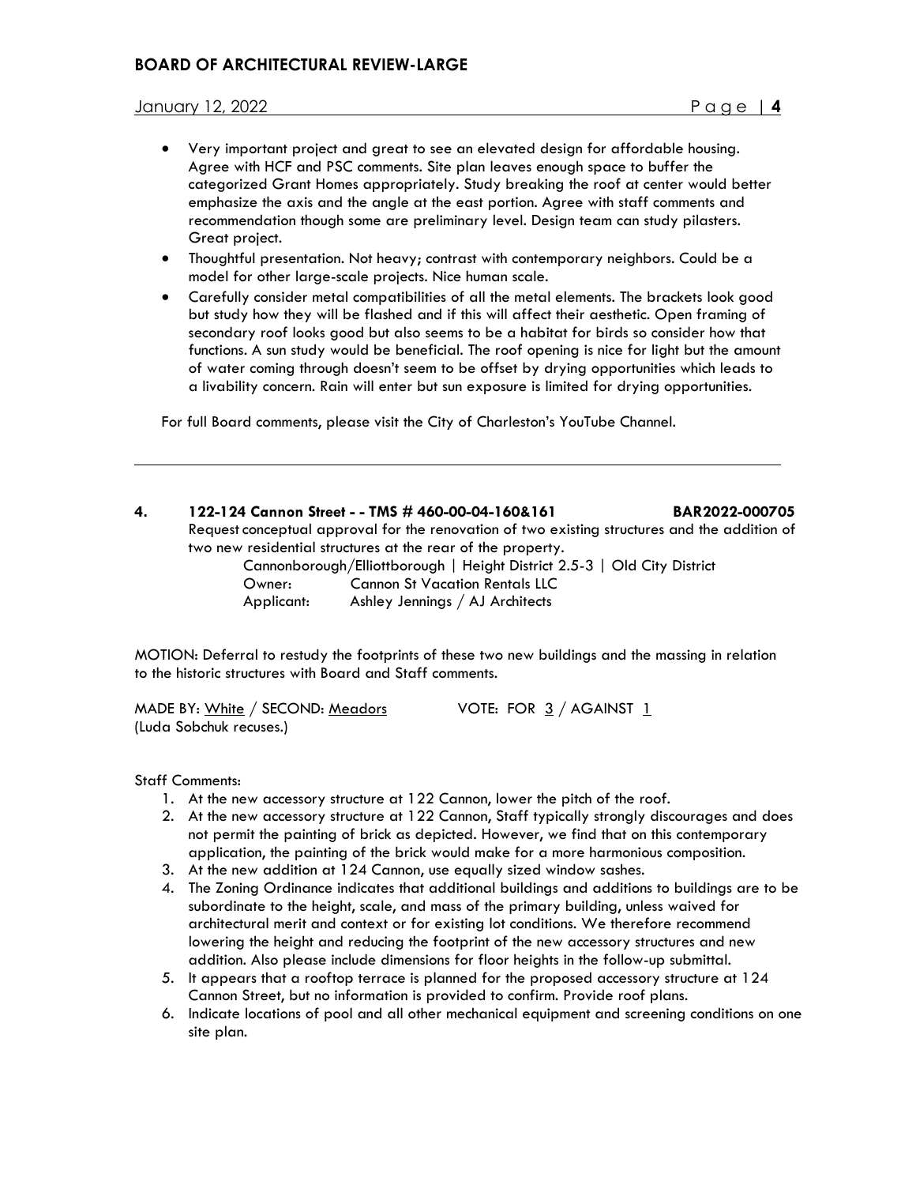- Very important project and great to see an elevated design for affordable housing. Agree with HCF and PSC comments. Site plan leaves enough space to buffer the categorized Grant Homes appropriately. Study breaking the roof at center would better emphasize the axis and the angle at the east portion. Agree with staff comments and recommendation though some are preliminary level. Design team can study pilasters. Great project.
- Thoughtful presentation. Not heavy; contrast with contemporary neighbors. Could be a model for other large-scale projects. Nice human scale.
- Carefully consider metal compatibilities of all the metal elements. The brackets look good but study how they will be flashed and if this will affect their aesthetic. Open framing of secondary roof looks good but also seems to be a habitat for birds so consider how that functions. A sun study would be beneficial. The roof opening is nice for light but the amount of water coming through doesn't seem to be offset by drying opportunities which leads to a livability concern. Rain will enter but sun exposure is limited for drying opportunities.

For full Board comments, please visit the City of Charleston's YouTube Channel.

---

**4. 122-124 Cannon Street - - TMS # 460-00-04-160&161 BAR2022-000705**

Request conceptual approval for the renovation of two existing structures and the addition of two new residential structures at the rear of the property.

Cannonborough/Elliottborough | Height District 2.5-3 | Old City District

Owner: Cannon St Vacation Rentals LLC

Applicant: Ashley Jennings / AJ Architects

MOTION: Deferral to restudy the footprints of these two new buildings and the massing in relation to the historic structures with Board and Staff comments.

MADE BY: White / SECOND: Meadors VOTE: FOR 3 / AGAINST 1

(Luda Sobchuk recuses.)

Staff Comments:

1. At the new accessory structure at 122 Cannon, lower the pitch of the roof.
2. At the new accessory structure at 122 Cannon, Staff typically strongly discourages and does not permit the painting of brick as depicted. However, we find that on this contemporary application, the painting of the brick would make for a more harmonious composition.
3. At the new addition at 124 Cannon, use equally sized window sashes.
4. The Zoning Ordinance indicates that additional buildings and additions to buildings are to be subordinate to the height, scale, and mass of the primary building, unless waived for architectural merit and context or for existing lot conditions. We therefore recommend lowering the height and reducing the footprint of the new accessory structures and new addition. Also please include dimensions for floor heights in the follow-up submittal.
5. It appears that a rooftop terrace is planned for the proposed accessory structure at 124 Cannon Street, but no information is provided to confirm. Provide roof plans.
6. Indicate locations of pool and all other mechanical equipment and screening conditions on one site plan.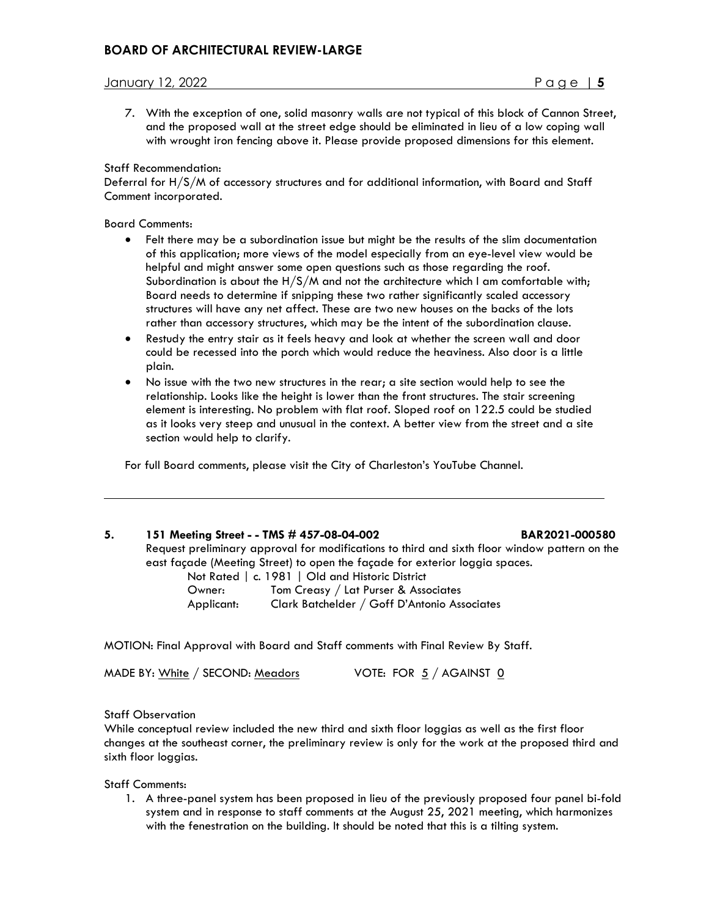7. With the exception of one, solid masonry walls are not typical of this block of Cannon Street, and the proposed wall at the street edge should be eliminated in lieu of a low coping wall with wrought iron fencing above it. Please provide proposed dimensions for this element.

Staff Recommendation:
Deferral for H/S/M of accessory structures and for additional information, with Board and Staff Comment incorporated.

Board Comments:

- Felt there may be a subordination issue but might be the results of the slim documentation of this application; more views of the model especially from an eye-level view would be helpful and might answer some open questions such as those regarding the roof. Subordination is about the H/S/M and not the architecture which I am comfortable with; Board needs to determine if snipping these two rather significantly scaled accessory structures will have any net affect. These are two new houses on the backs of the lots rather than accessory structures, which may be the intent of the subordination clause.
- Restudy the entry stair as it feels heavy and look at whether the screen wall and door could be recessed into the porch which would reduce the heaviness. Also door is a little plain.
- No issue with the two new structures in the rear; a site section would help to see the relationship. Looks like the height is lower than the front structures. The stair screening element is interesting. No problem with flat roof. Sloped roof on 122.5 could be studied as it looks very steep and unusual in the context. A better view from the street and a site section would help to clarify.

For full Board comments, please visit the City of Charleston's YouTube Channel.

---

**5. 151 Meeting Street - - TMS # 457-08-04-002 BAR2021-000580**

Request preliminary approval for modifications to third and sixth floor window pattern on the east façade (Meeting Street) to open the façade for exterior loggia spaces.

Not Rated | c. 1981 | Old and Historic District
Owner: Tom Creasy / Lat Purser & Associates
Applicant: Clark Batchelder / Goff D'Antonio Associates

MOTION: Final Approval with Board and Staff comments with Final Review By Staff.

MADE BY: White / SECOND: Meadors VOTE: FOR 5 / AGAINST 0

Staff Observation
While conceptual review included the new third and sixth floor loggias as well as the first floor changes at the southeast corner, the preliminary review is only for the work at the proposed third and sixth floor loggias.

Staff Comments:

1. A three-panel system has been proposed in lieu of the previously proposed four panel bi-fold system and in response to staff comments at the August 25, 2021 meeting, which harmonizes with the fenestration on the building. It should be noted that this is a tilting system.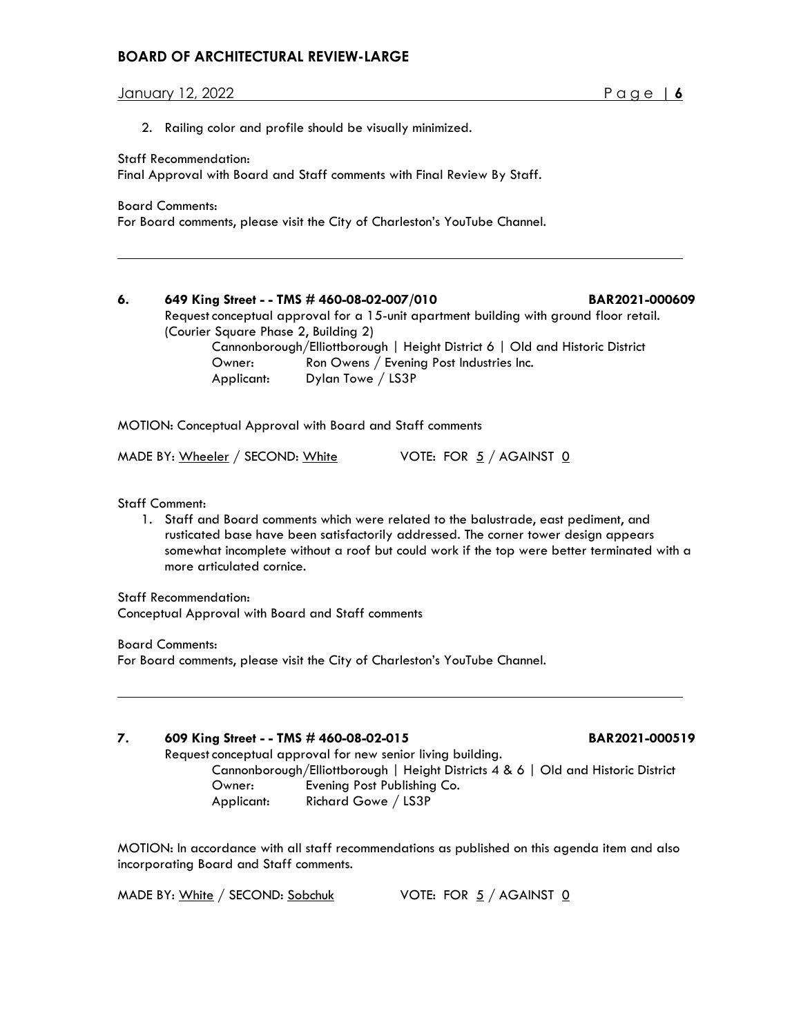2. Railing color and profile should be visually minimized.

Staff Recommendation:
Final Approval with Board and Staff comments with Final Review By Staff.

Board Comments:
For Board comments, please visit the City of Charleston's YouTube Channel.

---

**6. 649 King Street - - TMS # 460-08-02-007/010 BAR2021-000609**

Request conceptual approval for a 15-unit apartment building with ground floor retail. (Courier Square Phase 2, Building 2)

Cannonborough/Elliottborough | Height District 6 | Old and Historic District
Owner: Ron Owens / Evening Post Industries Inc.
Applicant: Dylan Towe / LS3P

MOTION: Conceptual Approval with Board and Staff comments

MADE BY: Wheeler / SECOND: White VOTE: FOR 5 / AGAINST 0

Staff Comment:

1. Staff and Board comments which were related to the balustrade, east pediment, and rusticated base have been satisfactorily addressed. The corner tower design appears somewhat incomplete without a roof but could work if the top were better terminated with a more articulated cornice.

Staff Recommendation:
Conceptual Approval with Board and Staff comments

Board Comments:
For Board comments, please visit the City of Charleston's YouTube Channel.

---

**7. 609 King Street - - TMS # 460-08-02-015 BAR2021-000519**

Request conceptual approval for new senior living building.

Cannonborough/Elliottborough | Height Districts 4 & 6 | Old and Historic District
Owner: Evening Post Publishing Co.
Applicant: Richard Gowe / LS3P

MOTION: In accordance with all staff recommendations as published on this agenda item and also incorporating Board and Staff comments.

MADE BY: White / SECOND: Sobchuk VOTE: FOR 5 / AGAINST 0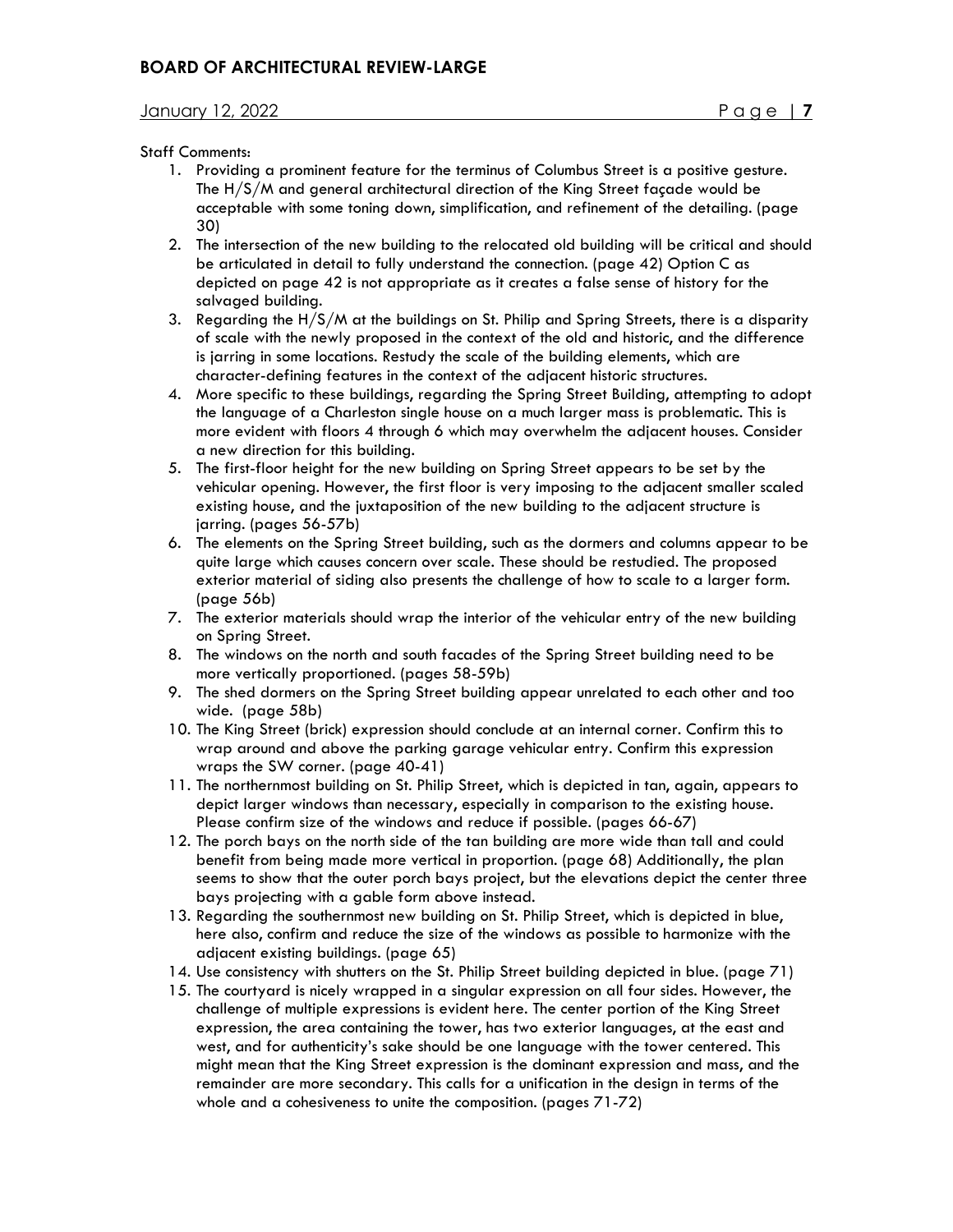Staff Comments:

1. Providing a prominent feature for the terminus of Columbus Street is a positive gesture. The H/S/M and general architectural direction of the King Street façade would be acceptable with some toning down, simplification, and refinement of the detailing. (page 30)
2. The intersection of the new building to the relocated old building will be critical and should be articulated in detail to fully understand the connection. (page 42) Option C as depicted on page 42 is not appropriate as it creates a false sense of history for the salvaged building.
3. Regarding the H/S/M at the buildings on St. Philip and Spring Streets, there is a disparity of scale with the newly proposed in the context of the old and historic, and the difference is jarring in some locations. Restudy the scale of the building elements, which are character-defining features in the context of the adjacent historic structures.
4. More specific to these buildings, regarding the Spring Street Building, attempting to adopt the language of a Charleston single house on a much larger mass is problematic. This is more evident with floors 4 through 6 which may overwhelm the adjacent houses. Consider a new direction for this building.
5. The first-floor height for the new building on Spring Street appears to be set by the vehicular opening. However, the first floor is very imposing to the adjacent smaller scaled existing house, and the juxtaposition of the new building to the adjacent structure is jarring. (pages 56-57b)
6. The elements on the Spring Street building, such as the dormers and columns appear to be quite large which causes concern over scale. These should be restudied. The proposed exterior material of siding also presents the challenge of how to scale to a larger form. (page 56b)
7. The exterior materials should wrap the interior of the vehicular entry of the new building on Spring Street.
8. The windows on the north and south facades of the Spring Street building need to be more vertically proportioned. (pages 58-59b)
9. The shed dormers on the Spring Street building appear unrelated to each other and too wide. (page 58b)
10. The King Street (brick) expression should conclude at an internal corner. Confirm this to wrap around and above the parking garage vehicular entry. Confirm this expression wraps the SW corner. (page 40-41)
11. The northernmost building on St. Philip Street, which is depicted in tan, again, appears to depict larger windows than necessary, especially in comparison to the existing house. Please confirm size of the windows and reduce if possible. (pages 66-67)
12. The porch bays on the north side of the tan building are more wide than tall and could benefit from being made more vertical in proportion. (page 68) Additionally, the plan seems to show that the outer porch bays project, but the elevations depict the center three bays projecting with a gable form above instead.
13. Regarding the southernmost new building on St. Philip Street, which is depicted in blue, here also, confirm and reduce the size of the windows as possible to harmonize with the adjacent existing buildings. (page 65)
14. Use consistency with shutters on the St. Philip Street building depicted in blue. (page 71)
15. The courtyard is nicely wrapped in a singular expression on all four sides. However, the challenge of multiple expressions is evident here. The center portion of the King Street expression, the area containing the tower, has two exterior languages, at the east and west, and for authenticity's sake should be one language with the tower centered. This might mean that the King Street expression is the dominant expression and mass, and the remainder are more secondary. This calls for a unification in the design in terms of the whole and a cohesiveness to unite the composition. (pages 71-72)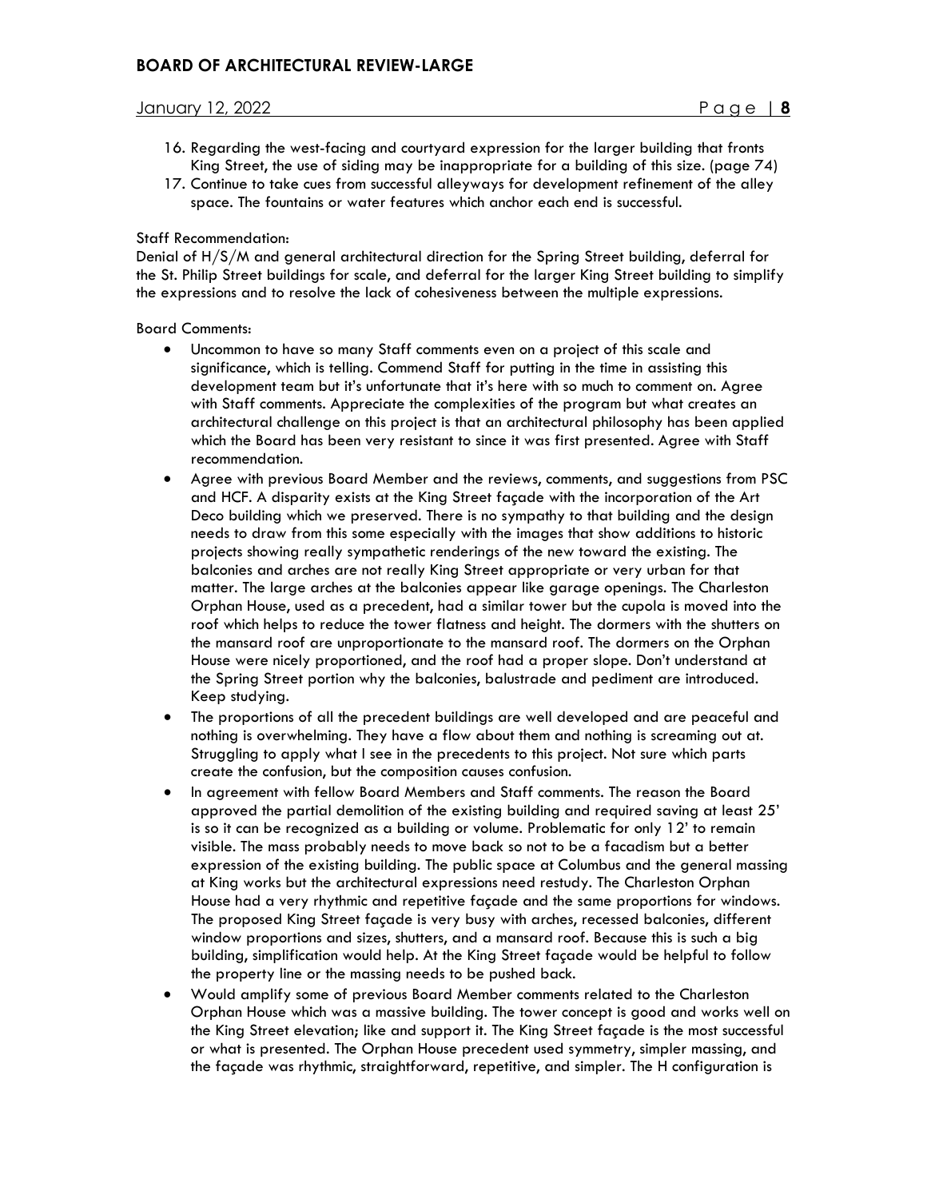16. Regarding the west-facing and courtyard expression for the larger building that fronts King Street, the use of siding may be inappropriate for a building of this size. (page 74)
17. Continue to take cues from successful alleyways for development refinement of the alley space. The fountains or water features which anchor each end is successful.

Staff Recommendation:
Denial of H/S/M and general architectural direction for the Spring Street building, deferral for the St. Philip Street buildings for scale, and deferral for the larger King Street building to simplify the expressions and to resolve the lack of cohesiveness between the multiple expressions.

Board Comments:

- Uncommon to have so many Staff comments even on a project of this scale and significance, which is telling. Commend Staff for putting in the time in assisting this development team but it's unfortunate that it's here with so much to comment on. Agree with Staff comments. Appreciate the complexities of the program but what creates an architectural challenge on this project is that an architectural philosophy has been applied which the Board has been very resistant to since it was first presented. Agree with Staff recommendation.
- Agree with previous Board Member and the reviews, comments, and suggestions from PSC and HCF. A disparity exists at the King Street façade with the incorporation of the Art Deco building which we preserved. There is no sympathy to that building and the design needs to draw from this some especially with the images that show additions to historic projects showing really sympathetic renderings of the new toward the existing. The balconies and arches are not really King Street appropriate or very urban for that matter. The large arches at the balconies appear like garage openings. The Charleston Orphan House, used as a precedent, had a similar tower but the cupola is moved into the roof which helps to reduce the tower flatness and height. The dormers with the shutters on the mansard roof are unproportionate to the mansard roof. The dormers on the Orphan House were nicely proportioned, and the roof had a proper slope. Don't understand at the Spring Street portion why the balconies, balustrade and pediment are introduced. Keep studying.
- The proportions of all the precedent buildings are well developed and are peaceful and nothing is overwhelming. They have a flow about them and nothing is screaming out at. Struggling to apply what I see in the precedents to this project. Not sure which parts create the confusion, but the composition causes confusion.
- In agreement with fellow Board Members and Staff comments. The reason the Board approved the partial demolition of the existing building and required saving at least 25' is so it can be recognized as a building or volume. Problematic for only 12' to remain visible. The mass probably needs to move back so not to be a facadism but a better expression of the existing building. The public space at Columbus and the general massing at King works but the architectural expressions need restudy. The Charleston Orphan House had a very rhythmic and repetitive façade and the same proportions for windows. The proposed King Street façade is very busy with arches, recessed balconies, different window proportions and sizes, shutters, and a mansard roof. Because this is such a big building, simplification would help. At the King Street façade would be helpful to follow the property line or the massing needs to be pushed back.
- Would amplify some of previous Board Member comments related to the Charleston Orphan House which was a massive building. The tower concept is good and works well on the King Street elevation; like and support it. The King Street façade is the most successful or what is presented. The Orphan House precedent used symmetry, simpler massing, and the façade was rhythmic, straightforward, repetitive, and simpler. The H configuration is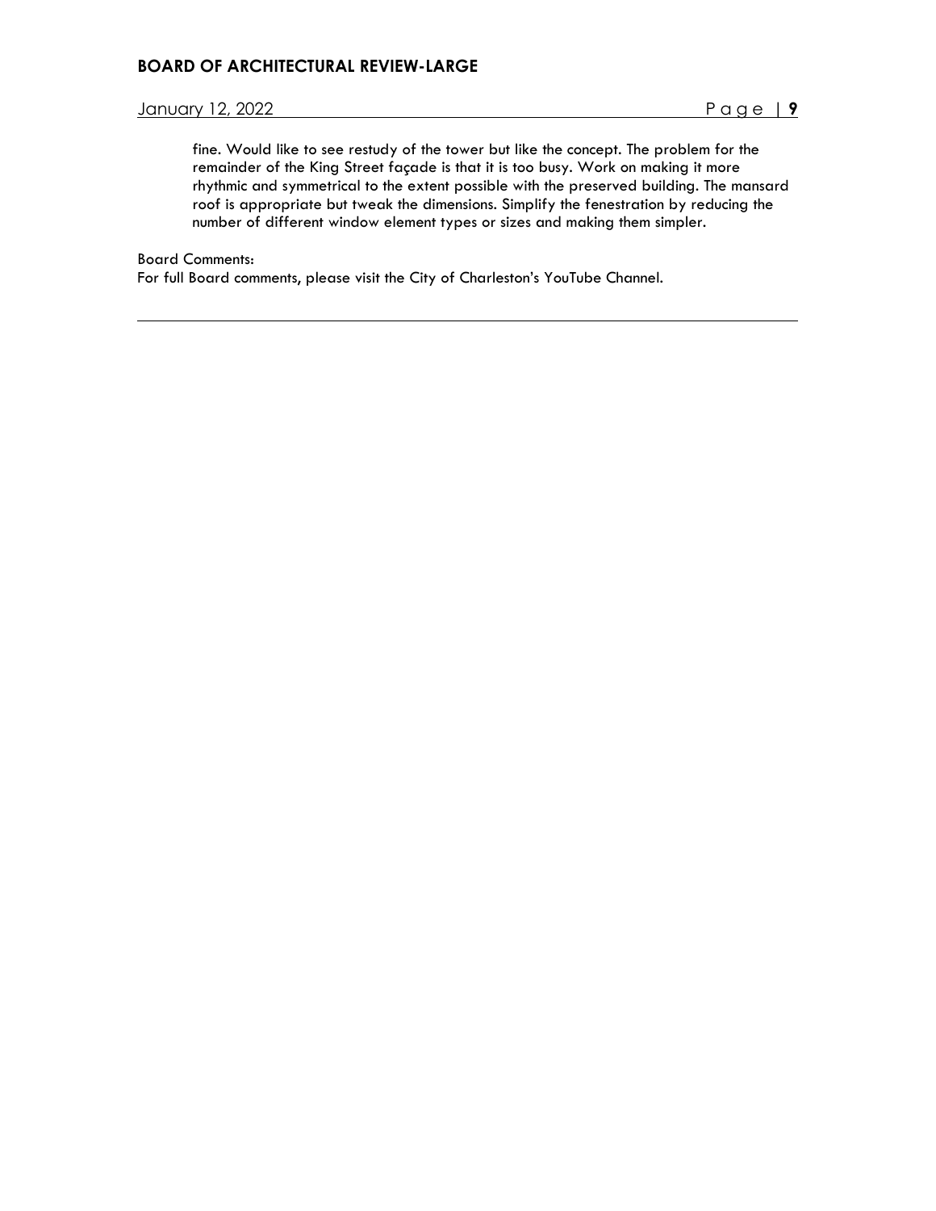fine. Would like to see restudy of the tower but like the concept. The problem for the remainder of the King Street façade is that it is too busy. Work on making it more rhythmic and symmetrical to the extent possible with the preserved building. The mansard roof is appropriate but tweak the dimensions. Simplify the fenestration by reducing the number of different window element types or sizes and making them simpler.

Board Comments:
For full Board comments, please visit the City of Charleston's YouTube Channel.

---